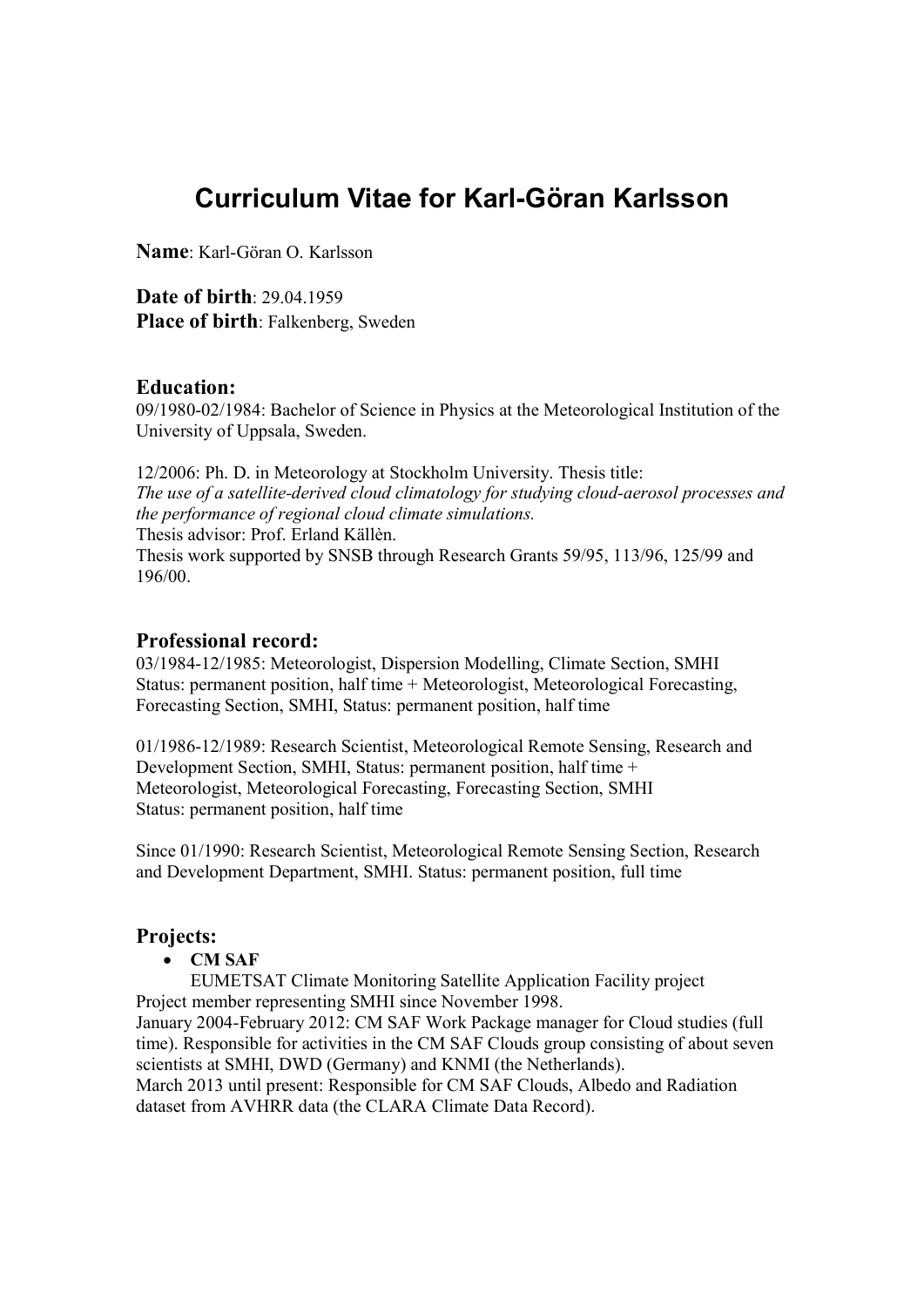# Curriculum Vitae for Karl-Göran Karlsson

**Name**: Karl-Göran O. Karlsson

**Date of birth**: 29.04.1959
**Place of birth**: Falkenberg, Sweden

## Education:

09/1980-02/1984: Bachelor of Science in Physics at the Meteorological Institution of the University of Uppsala, Sweden.

12/2006: Ph. D. in Meteorology at Stockholm University. Thesis title: *The use of a satellite-derived cloud climatology for studying cloud-aerosol processes and the performance of regional cloud climate simulations.*
Thesis advisor: Prof. Erland Källèn.
Thesis work supported by SNSB through Research Grants 59/95, 113/96, 125/99 and 196/00.

## Professional record:

03/1984-12/1985: Meteorologist, Dispersion Modelling, Climate Section, SMHI Status: permanent position, half time + Meteorologist, Meteorological Forecasting, Forecasting Section, SMHI, Status: permanent position, half time

01/1986-12/1989: Research Scientist, Meteorological Remote Sensing, Research and Development Section, SMHI, Status: permanent position, half time + Meteorologist, Meteorological Forecasting, Forecasting Section, SMHI Status: permanent position, half time

Since 01/1990: Research Scientist, Meteorological Remote Sensing Section, Research and Development Department, SMHI. Status: permanent position, full time

## Projects:

- **CM SAF**
  EUMETSAT Climate Monitoring Satellite Application Facility project

Project member representing SMHI since November 1998.
January 2004-February 2012: CM SAF Work Package manager for Cloud studies (full time). Responsible for activities in the CM SAF Clouds group consisting of about seven scientists at SMHI, DWD (Germany) and KNMI (the Netherlands).
March 2013 until present: Responsible for CM SAF Clouds, Albedo and Radiation dataset from AVHRR data (the CLARA Climate Data Record).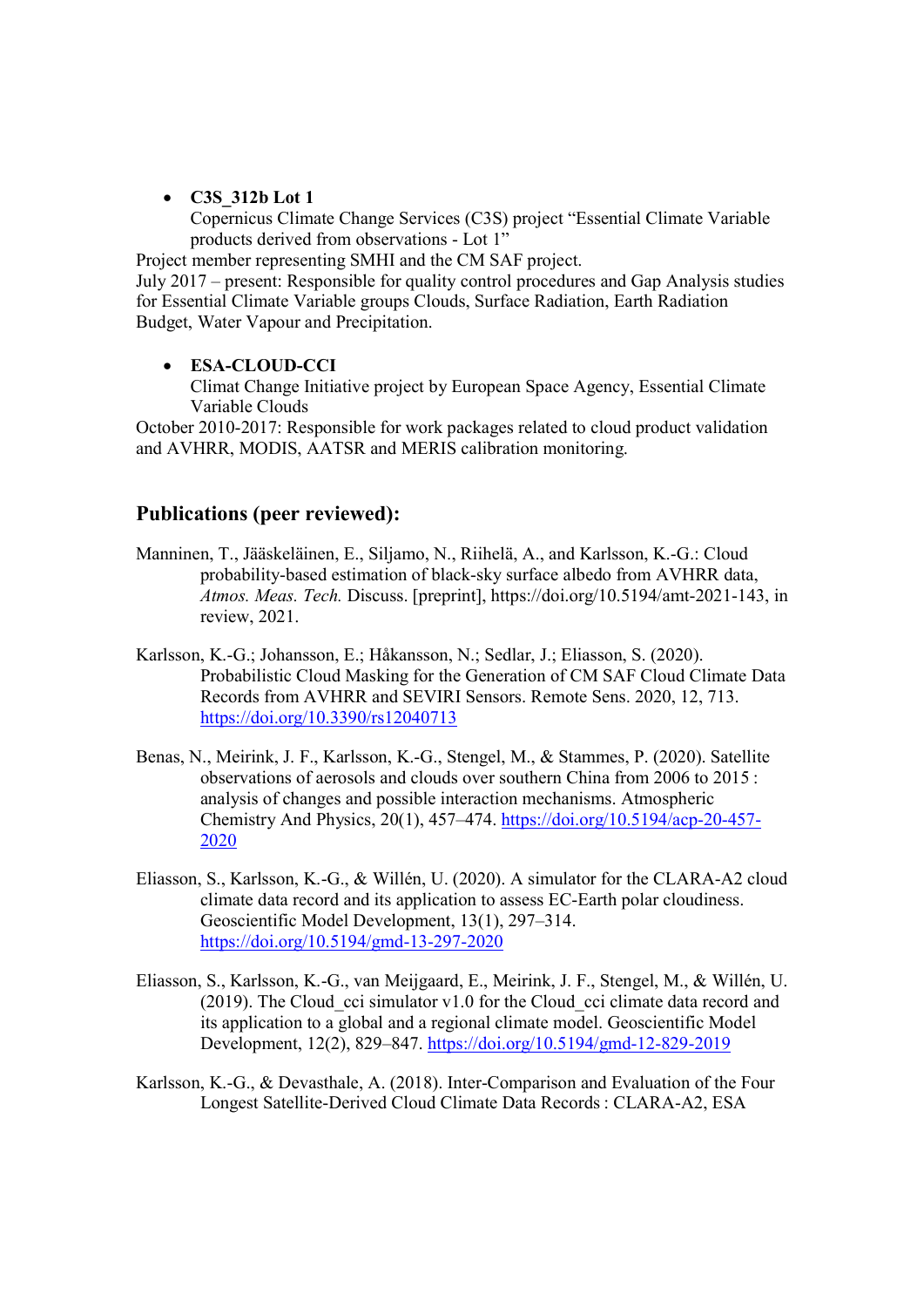- **C3S_312b Lot 1**
  Copernicus Climate Change Services (C3S) project "Essential Climate Variable products derived from observations - Lot 1"

Project member representing SMHI and the CM SAF project.
July 2017 – present: Responsible for quality control procedures and Gap Analysis studies for Essential Climate Variable groups Clouds, Surface Radiation, Earth Radiation Budget, Water Vapour and Precipitation.

- **ESA-CLOUD-CCI**
  Climat Change Initiative project by European Space Agency, Essential Climate Variable Clouds

October 2010-2017: Responsible for work packages related to cloud product validation and AVHRR, MODIS, AATSR and MERIS calibration monitoring.

## Publications (peer reviewed):

Manninen, T., Jääskeläinen, E., Siljamo, N., Riihelä, A., and Karlsson, K.-G.: Cloud probability-based estimation of black-sky surface albedo from AVHRR data, *Atmos. Meas. Tech.* Discuss. [preprint], https://doi.org/10.5194/amt-2021-143, in review, 2021.

Karlsson, K.-G.; Johansson, E.; Håkansson, N.; Sedlar, J.; Eliasson, S. (2020). Probabilistic Cloud Masking for the Generation of CM SAF Cloud Climate Data Records from AVHRR and SEVIRI Sensors. Remote Sens. 2020, 12, 713. https://doi.org/10.3390/rs12040713

Benas, N., Meirink, J. F., Karlsson, K.-G., Stengel, M., & Stammes, P. (2020). Satellite observations of aerosols and clouds over southern China from 2006 to 2015 : analysis of changes and possible interaction mechanisms. Atmospheric Chemistry And Physics, 20(1), 457–474. https://doi.org/10.5194/acp-20-457-2020

Eliasson, S., Karlsson, K.-G., & Willén, U. (2020). A simulator for the CLARA-A2 cloud climate data record and its application to assess EC-Earth polar cloudiness. Geoscientific Model Development, 13(1), 297–314. https://doi.org/10.5194/gmd-13-297-2020

Eliasson, S., Karlsson, K.-G., van Meijgaard, E., Meirink, J. F., Stengel, M., & Willén, U. (2019). The Cloud_cci simulator v1.0 for the Cloud_cci climate data record and its application to a global and a regional climate model. Geoscientific Model Development, 12(2), 829–847. https://doi.org/10.5194/gmd-12-829-2019

Karlsson, K.-G., & Devasthale, A. (2018). Inter-Comparison and Evaluation of the Four Longest Satellite-Derived Cloud Climate Data Records : CLARA-A2, ESA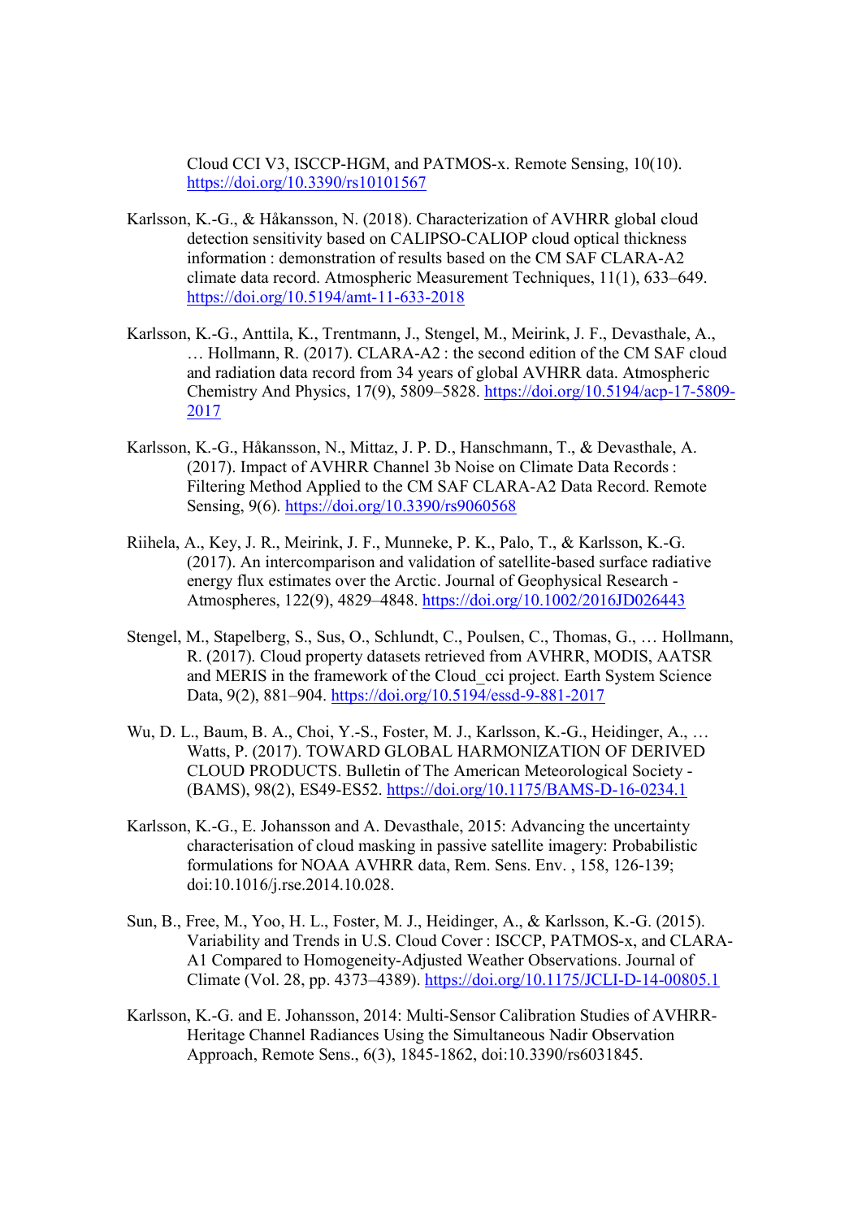Cloud CCI V3, ISCCP-HGM, and PATMOS-x. Remote Sensing, 10(10). https://doi.org/10.3390/rs10101567

Karlsson, K.-G., & Håkansson, N. (2018). Characterization of AVHRR global cloud detection sensitivity based on CALIPSO-CALIOP cloud optical thickness information : demonstration of results based on the CM SAF CLARA-A2 climate data record. Atmospheric Measurement Techniques, 11(1), 633–649. https://doi.org/10.5194/amt-11-633-2018

Karlsson, K.-G., Anttila, K., Trentmann, J., Stengel, M., Meirink, J. F., Devasthale, A., … Hollmann, R. (2017). CLARA-A2 : the second edition of the CM SAF cloud and radiation data record from 34 years of global AVHRR data. Atmospheric Chemistry And Physics, 17(9), 5809–5828. https://doi.org/10.5194/acp-17-5809-2017

Karlsson, K.-G., Håkansson, N., Mittaz, J. P. D., Hanschmann, T., & Devasthale, A. (2017). Impact of AVHRR Channel 3b Noise on Climate Data Records : Filtering Method Applied to the CM SAF CLARA-A2 Data Record. Remote Sensing, 9(6). https://doi.org/10.3390/rs9060568

Riihela, A., Key, J. R., Meirink, J. F., Munneke, P. K., Palo, T., & Karlsson, K.-G. (2017). An intercomparison and validation of satellite-based surface radiative energy flux estimates over the Arctic. Journal of Geophysical Research - Atmospheres, 122(9), 4829–4848. https://doi.org/10.1002/2016JD026443

Stengel, M., Stapelberg, S., Sus, O., Schlundt, C., Poulsen, C., Thomas, G., … Hollmann, R. (2017). Cloud property datasets retrieved from AVHRR, MODIS, AATSR and MERIS in the framework of the Cloud_cci project. Earth System Science Data, 9(2), 881–904. https://doi.org/10.5194/essd-9-881-2017

Wu, D. L., Baum, B. A., Choi, Y.-S., Foster, M. J., Karlsson, K.-G., Heidinger, A., … Watts, P. (2017). TOWARD GLOBAL HARMONIZATION OF DERIVED CLOUD PRODUCTS. Bulletin of The American Meteorological Society - (BAMS), 98(2), ES49-ES52. https://doi.org/10.1175/BAMS-D-16-0234.1

Karlsson, K.-G., E. Johansson and A. Devasthale, 2015: Advancing the uncertainty characterisation of cloud masking in passive satellite imagery: Probabilistic formulations for NOAA AVHRR data, Rem. Sens. Env. , 158, 126-139; doi:10.1016/j.rse.2014.10.028.

Sun, B., Free, M., Yoo, H. L., Foster, M. J., Heidinger, A., & Karlsson, K.-G. (2015). Variability and Trends in U.S. Cloud Cover : ISCCP, PATMOS-x, and CLARA-A1 Compared to Homogeneity-Adjusted Weather Observations. Journal of Climate (Vol. 28, pp. 4373–4389). https://doi.org/10.1175/JCLI-D-14-00805.1

Karlsson, K.-G. and E. Johansson, 2014: Multi-Sensor Calibration Studies of AVHRR-Heritage Channel Radiances Using the Simultaneous Nadir Observation Approach, Remote Sens., 6(3), 1845-1862, doi:10.3390/rs6031845.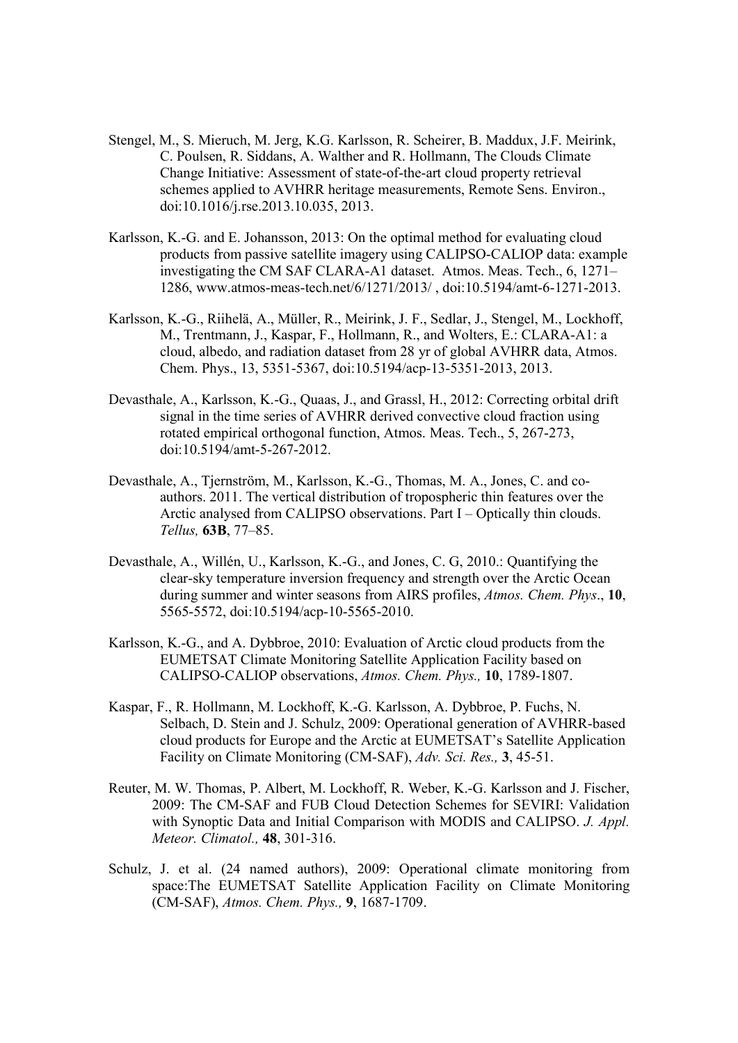Stengel, M., S. Mieruch, M. Jerg, K.G. Karlsson, R. Scheirer, B. Maddux, J.F. Meirink, C. Poulsen, R. Siddans, A. Walther and R. Hollmann, The Clouds Climate Change Initiative: Assessment of state-of-the-art cloud property retrieval schemes applied to AVHRR heritage measurements, Remote Sens. Environ., doi:10.1016/j.rse.2013.10.035, 2013.

Karlsson, K.-G. and E. Johansson, 2013: On the optimal method for evaluating cloud products from passive satellite imagery using CALIPSO-CALIOP data: example investigating the CM SAF CLARA-A1 dataset. Atmos. Meas. Tech., 6, 1271–1286, www.atmos-meas-tech.net/6/1271/2013/ , doi:10.5194/amt-6-1271-2013.

Karlsson, K.-G., Riihelä, A., Müller, R., Meirink, J. F., Sedlar, J., Stengel, M., Lockhoff, M., Trentmann, J., Kaspar, F., Hollmann, R., and Wolters, E.: CLARA-A1: a cloud, albedo, and radiation dataset from 28 yr of global AVHRR data, Atmos. Chem. Phys., 13, 5351-5367, doi:10.5194/acp-13-5351-2013, 2013.

Devasthale, A., Karlsson, K.-G., Quaas, J., and Grassl, H., 2012: Correcting orbital drift signal in the time series of AVHRR derived convective cloud fraction using rotated empirical orthogonal function, Atmos. Meas. Tech., 5, 267-273, doi:10.5194/amt-5-267-2012.

Devasthale, A., Tjernström, M., Karlsson, K.-G., Thomas, M. A., Jones, C. and co-authors. 2011. The vertical distribution of tropospheric thin features over the Arctic analysed from CALIPSO observations. Part I – Optically thin clouds. *Tellus,* **63B**, 77–85.

Devasthale, A., Willén, U., Karlsson, K.-G., and Jones, C. G, 2010.: Quantifying the clear-sky temperature inversion frequency and strength over the Arctic Ocean during summer and winter seasons from AIRS profiles, *Atmos. Chem. Phys*., **10**, 5565-5572, doi:10.5194/acp-10-5565-2010.

Karlsson, K.-G., and A. Dybbroe, 2010: Evaluation of Arctic cloud products from the EUMETSAT Climate Monitoring Satellite Application Facility based on CALIPSO-CALIOP observations, *Atmos. Chem. Phys.,* **10**, 1789-1807.

Kaspar, F., R. Hollmann, M. Lockhoff, K.-G. Karlsson, A. Dybbroe, P. Fuchs, N. Selbach, D. Stein and J. Schulz, 2009: Operational generation of AVHRR-based cloud products for Europe and the Arctic at EUMETSAT's Satellite Application Facility on Climate Monitoring (CM-SAF), *Adv. Sci. Res.,* **3**, 45-51.

Reuter, M. W. Thomas, P. Albert, M. Lockhoff, R. Weber, K.-G. Karlsson and J. Fischer, 2009: The CM-SAF and FUB Cloud Detection Schemes for SEVIRI: Validation with Synoptic Data and Initial Comparison with MODIS and CALIPSO. *J. Appl. Meteor. Climatol.,* **48**, 301-316.

Schulz, J. et al. (24 named authors), 2009: Operational climate monitoring from space:The EUMETSAT Satellite Application Facility on Climate Monitoring (CM-SAF), *Atmos. Chem. Phys.,* **9**, 1687-1709.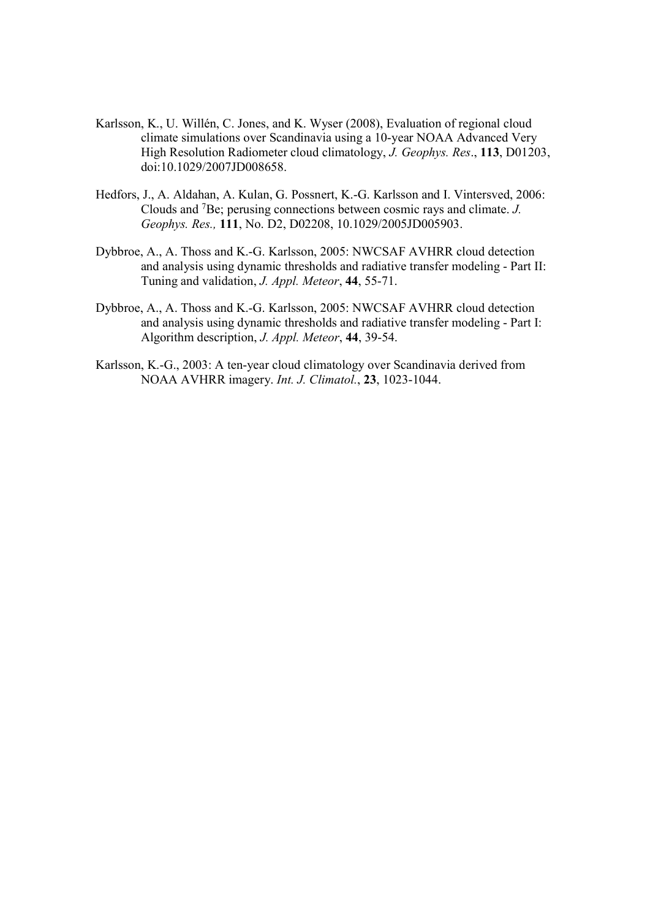Karlsson, K., U. Willén, C. Jones, and K. Wyser (2008), Evaluation of regional cloud climate simulations over Scandinavia using a 10-year NOAA Advanced Very High Resolution Radiometer cloud climatology, *J. Geophys. Res*., **113**, D01203, doi:10.1029/2007JD008658.

Hedfors, J., A. Aldahan, A. Kulan, G. Possnert, K.-G. Karlsson and I. Vintersved, 2006: Clouds and $^{7}Be$; perusing connections between cosmic rays and climate. *J. Geophys. Res.,* **111**, No. D2, D02208, 10.1029/2005JD005903.

Dybbroe, A., A. Thoss and K.-G. Karlsson, 2005: NWCSAF AVHRR cloud detection and analysis using dynamic thresholds and radiative transfer modeling - Part II: Tuning and validation, *J. Appl. Meteor*, **44**, 55-71.

Dybbroe, A., A. Thoss and K.-G. Karlsson, 2005: NWCSAF AVHRR cloud detection and analysis using dynamic thresholds and radiative transfer modeling - Part I: Algorithm description, *J. Appl. Meteor*, **44**, 39-54.

Karlsson, K.-G., 2003: A ten-year cloud climatology over Scandinavia derived from NOAA AVHRR imagery. *Int. J. Climatol.*, **23**, 1023-1044.